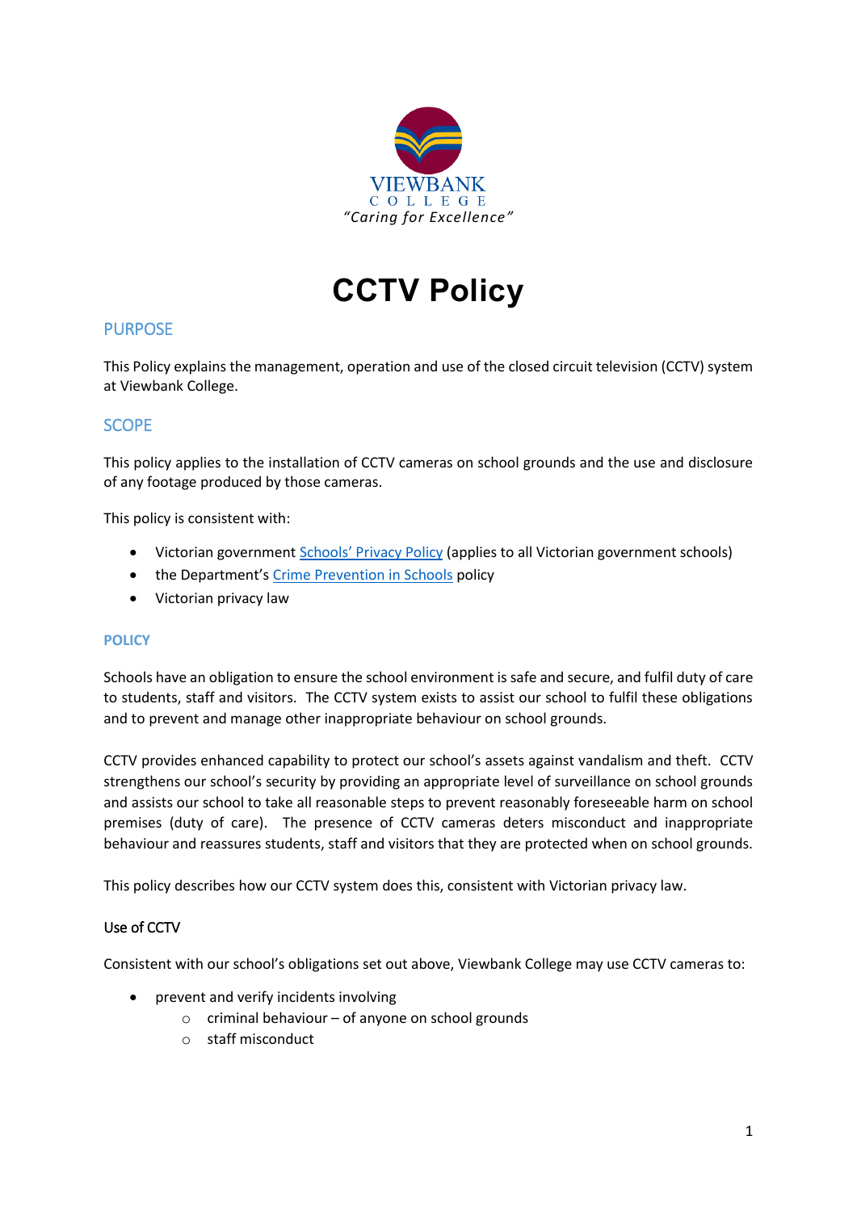VIEWBANK
COLLEGE
*"Caring for Excellence"*

# CCTV Policy

## PURPOSE

This Policy explains the management, operation and use of the closed circuit television (CCTV) system at Viewbank College.

## SCOPE

This policy applies to the installation of CCTV cameras on school grounds and the use and disclosure of any footage produced by those cameras.

This policy is consistent with:

- Victorian government Schools' Privacy Policy (applies to all Victorian government schools)
- the Department's Crime Prevention in Schools policy
- Victorian privacy law

## POLICY

Schools have an obligation to ensure the school environment is safe and secure, and fulfil duty of care to students, staff and visitors. The CCTV system exists to assist our school to fulfil these obligations and to prevent and manage other inappropriate behaviour on school grounds.

CCTV provides enhanced capability to protect our school's assets against vandalism and theft. CCTV strengthens our school's security by providing an appropriate level of surveillance on school grounds and assists our school to take all reasonable steps to prevent reasonably foreseeable harm on school premises (duty of care). The presence of CCTV cameras deters misconduct and inappropriate behaviour and reassures students, staff and visitors that they are protected when on school grounds.

This policy describes how our CCTV system does this, consistent with Victorian privacy law.

### Use of CCTV

Consistent with our school's obligations set out above, Viewbank College may use CCTV cameras to:

- prevent and verify incidents involving
  - criminal behaviour – of anyone on school grounds
  - staff misconduct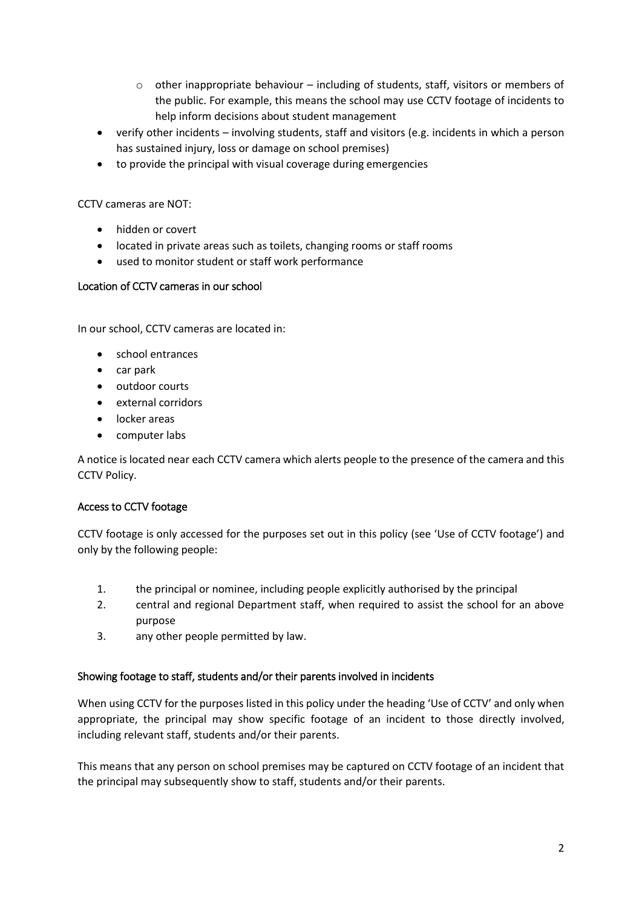- other inappropriate behaviour – including of students, staff, visitors or members of the public. For example, this means the school may use CCTV footage of incidents to help inform decisions about student management
- verify other incidents – involving students, staff and visitors (e.g. incidents in which a person has sustained injury, loss or damage on school premises)
- to provide the principal with visual coverage during emergencies

CCTV cameras are NOT:

- hidden or covert
- located in private areas such as toilets, changing rooms or staff rooms
- used to monitor student or staff work performance

## Location of CCTV cameras in our school

In our school, CCTV cameras are located in:

- school entrances
- car park
- outdoor courts
- external corridors
- locker areas
- computer labs

A notice is located near each CCTV camera which alerts people to the presence of the camera and this CCTV Policy.

## Access to CCTV footage

CCTV footage is only accessed for the purposes set out in this policy (see 'Use of CCTV footage') and only by the following people:

1. the principal or nominee, including people explicitly authorised by the principal
2. central and regional Department staff, when required to assist the school for an above purpose
3. any other people permitted by law.

## Showing footage to staff, students and/or their parents involved in incidents

When using CCTV for the purposes listed in this policy under the heading 'Use of CCTV' and only when appropriate, the principal may show specific footage of an incident to those directly involved, including relevant staff, students and/or their parents.

This means that any person on school premises may be captured on CCTV footage of an incident that the principal may subsequently show to staff, students and/or their parents.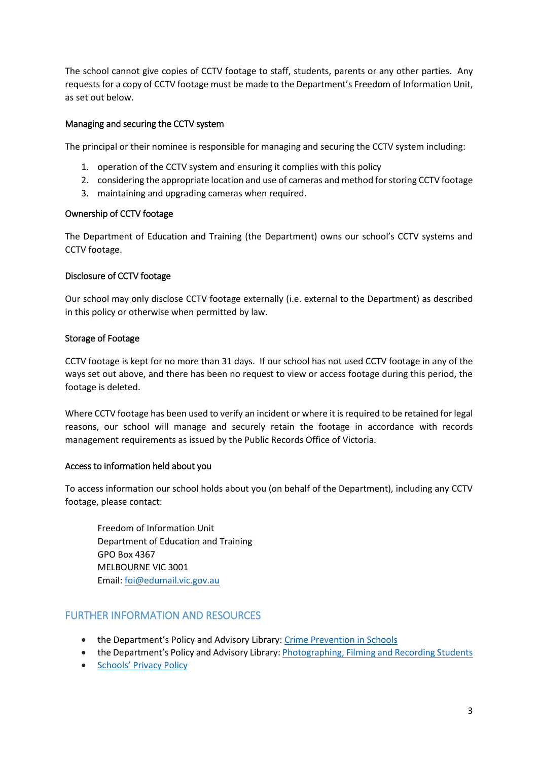The school cannot give copies of CCTV footage to staff, students, parents or any other parties. Any requests for a copy of CCTV footage must be made to the Department's Freedom of Information Unit, as set out below.

### Managing and securing the CCTV system

The principal or their nominee is responsible for managing and securing the CCTV system including:

1. operation of the CCTV system and ensuring it complies with this policy
2. considering the appropriate location and use of cameras and method for storing CCTV footage
3. maintaining and upgrading cameras when required.

### Ownership of CCTV footage

The Department of Education and Training (the Department) owns our school's CCTV systems and CCTV footage.

### Disclosure of CCTV footage

Our school may only disclose CCTV footage externally (i.e. external to the Department) as described in this policy or otherwise when permitted by law.

### Storage of Footage

CCTV footage is kept for no more than 31 days. If our school has not used CCTV footage in any of the ways set out above, and there has been no request to view or access footage during this period, the footage is deleted.

Where CCTV footage has been used to verify an incident or where it is required to be retained for legal reasons, our school will manage and securely retain the footage in accordance with records management requirements as issued by the Public Records Office of Victoria.

### Access to information held about you

To access information our school holds about you (on behalf of the Department), including any CCTV footage, please contact:

> Freedom of Information Unit
> Department of Education and Training
> GPO Box 4367
> MELBOURNE VIC 3001
> Email: [foi@edumail.vic.gov.au](mailto:foi@edumail.vic.gov.au)

## FURTHER INFORMATION AND RESOURCES

- the Department's Policy and Advisory Library: Crime Prevention in Schools
- the Department's Policy and Advisory Library: Photographing, Filming and Recording Students
- Schools' Privacy Policy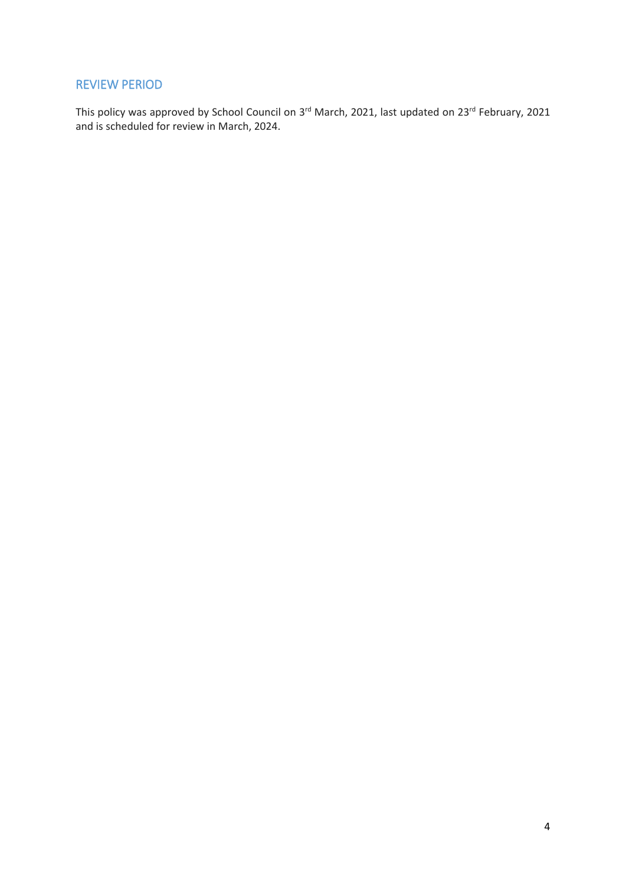## REVIEW PERIOD

This policy was approved by School Council on 3rd March, 2021, last updated on 23rd February, 2021 and is scheduled for review in March, 2024.